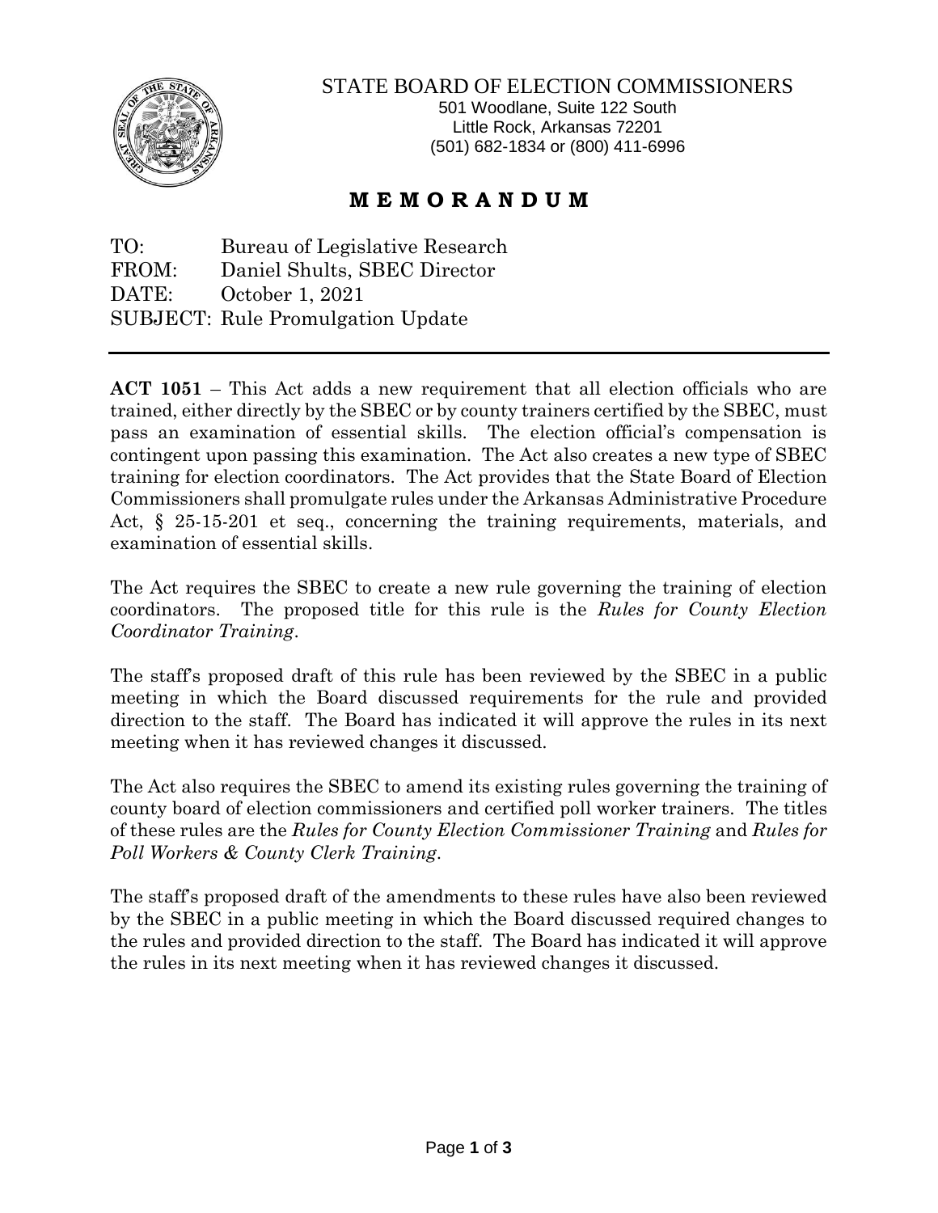STATE BOARD OF ELECTION COMMISSIONERS
501 Woodlane, Suite 122 South
Little Rock, Arkansas 72201
(501) 682-1834 or (800) 411-6996

# M E M O R A N D U M

TO: Bureau of Legislative Research
FROM: Daniel Shults, SBEC Director
DATE: October 1, 2021
SUBJECT: Rule Promulgation Update

---

**ACT 1051** – This Act adds a new requirement that all election officials who are trained, either directly by the SBEC or by county trainers certified by the SBEC, must pass an examination of essential skills. The election official's compensation is contingent upon passing this examination. The Act also creates a new type of SBEC training for election coordinators. The Act provides that the State Board of Election Commissioners shall promulgate rules under the Arkansas Administrative Procedure Act, § 25-15-201 et seq., concerning the training requirements, materials, and examination of essential skills.

The Act requires the SBEC to create a new rule governing the training of election coordinators. The proposed title for this rule is the *Rules for County Election Coordinator Training*.

The staff's proposed draft of this rule has been reviewed by the SBEC in a public meeting in which the Board discussed requirements for the rule and provided direction to the staff. The Board has indicated it will approve the rules in its next meeting when it has reviewed changes it discussed.

The Act also requires the SBEC to amend its existing rules governing the training of county board of election commissioners and certified poll worker trainers. The titles of these rules are the *Rules for County Election Commissioner Training* and *Rules for Poll Workers & County Clerk Training*.

The staff's proposed draft of the amendments to these rules have also been reviewed by the SBEC in a public meeting in which the Board discussed required changes to the rules and provided direction to the staff. The Board has indicated it will approve the rules in its next meeting when it has reviewed changes it discussed.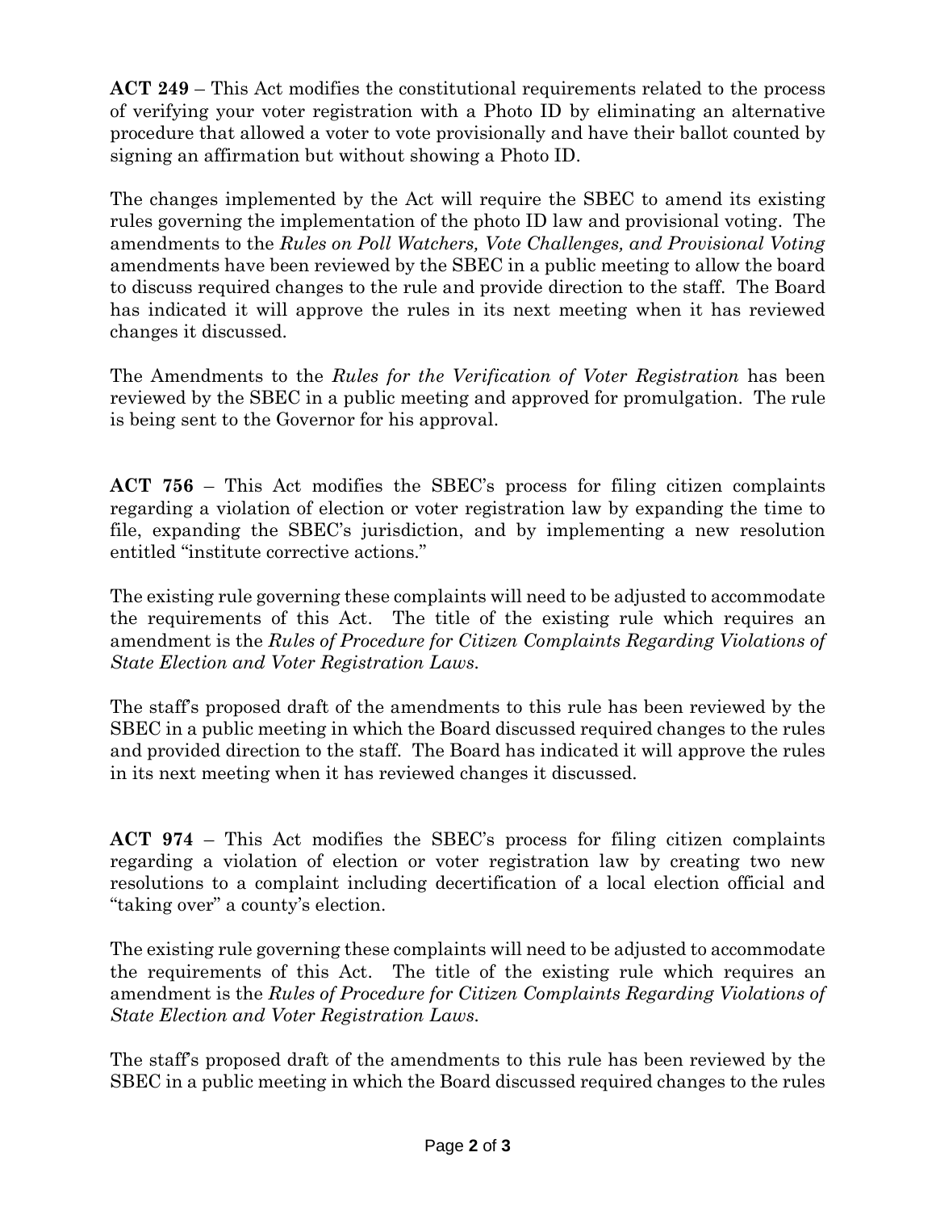**ACT 249** – This Act modifies the constitutional requirements related to the process of verifying your voter registration with a Photo ID by eliminating an alternative procedure that allowed a voter to vote provisionally and have their ballot counted by signing an affirmation but without showing a Photo ID.

The changes implemented by the Act will require the SBEC to amend its existing rules governing the implementation of the photo ID law and provisional voting. The amendments to the *Rules on Poll Watchers, Vote Challenges, and Provisional Voting* amendments have been reviewed by the SBEC in a public meeting to allow the board to discuss required changes to the rule and provide direction to the staff. The Board has indicated it will approve the rules in its next meeting when it has reviewed changes it discussed.

The Amendments to the *Rules for the Verification of Voter Registration* has been reviewed by the SBEC in a public meeting and approved for promulgation. The rule is being sent to the Governor for his approval.

**ACT 756** – This Act modifies the SBEC's process for filing citizen complaints regarding a violation of election or voter registration law by expanding the time to file, expanding the SBEC's jurisdiction, and by implementing a new resolution entitled "institute corrective actions."

The existing rule governing these complaints will need to be adjusted to accommodate the requirements of this Act. The title of the existing rule which requires an amendment is the *Rules of Procedure for Citizen Complaints Regarding Violations of State Election and Voter Registration Laws.*

The staff's proposed draft of the amendments to this rule has been reviewed by the SBEC in a public meeting in which the Board discussed required changes to the rules and provided direction to the staff. The Board has indicated it will approve the rules in its next meeting when it has reviewed changes it discussed.

**ACT 974** – This Act modifies the SBEC's process for filing citizen complaints regarding a violation of election or voter registration law by creating two new resolutions to a complaint including decertification of a local election official and "taking over" a county's election.

The existing rule governing these complaints will need to be adjusted to accommodate the requirements of this Act. The title of the existing rule which requires an amendment is the *Rules of Procedure for Citizen Complaints Regarding Violations of State Election and Voter Registration Laws.*

The staff's proposed draft of the amendments to this rule has been reviewed by the SBEC in a public meeting in which the Board discussed required changes to the rules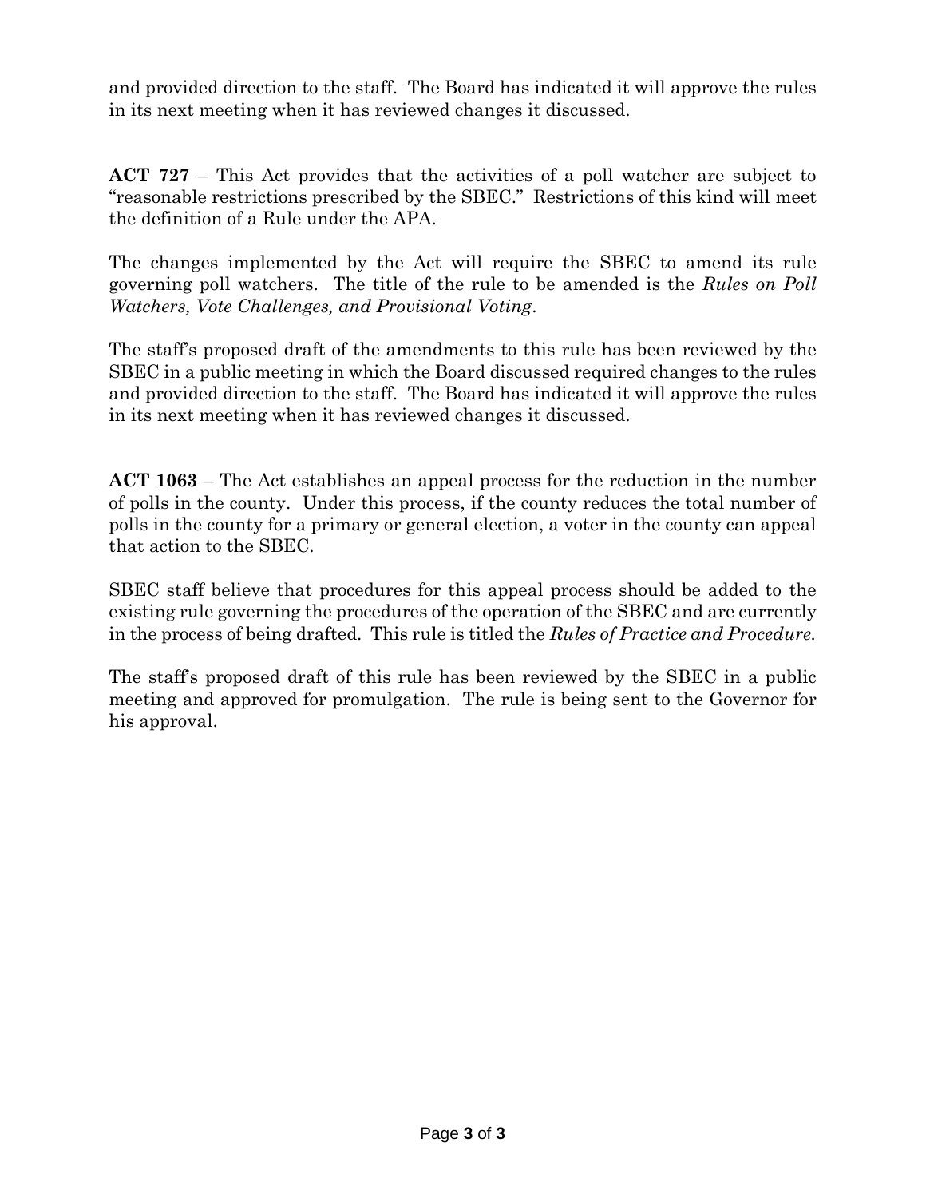and provided direction to the staff. The Board has indicated it will approve the rules in its next meeting when it has reviewed changes it discussed.

**ACT 727** – This Act provides that the activities of a poll watcher are subject to "reasonable restrictions prescribed by the SBEC." Restrictions of this kind will meet the definition of a Rule under the APA.

The changes implemented by the Act will require the SBEC to amend its rule governing poll watchers. The title of the rule to be amended is the *Rules on Poll Watchers, Vote Challenges, and Provisional Voting*.

The staff's proposed draft of the amendments to this rule has been reviewed by the SBEC in a public meeting in which the Board discussed required changes to the rules and provided direction to the staff. The Board has indicated it will approve the rules in its next meeting when it has reviewed changes it discussed.

**ACT 1063** – The Act establishes an appeal process for the reduction in the number of polls in the county. Under this process, if the county reduces the total number of polls in the county for a primary or general election, a voter in the county can appeal that action to the SBEC.

SBEC staff believe that procedures for this appeal process should be added to the existing rule governing the procedures of the operation of the SBEC and are currently in the process of being drafted. This rule is titled the *Rules of Practice and Procedure.*

The staff's proposed draft of this rule has been reviewed by the SBEC in a public meeting and approved for promulgation. The rule is being sent to the Governor for his approval.